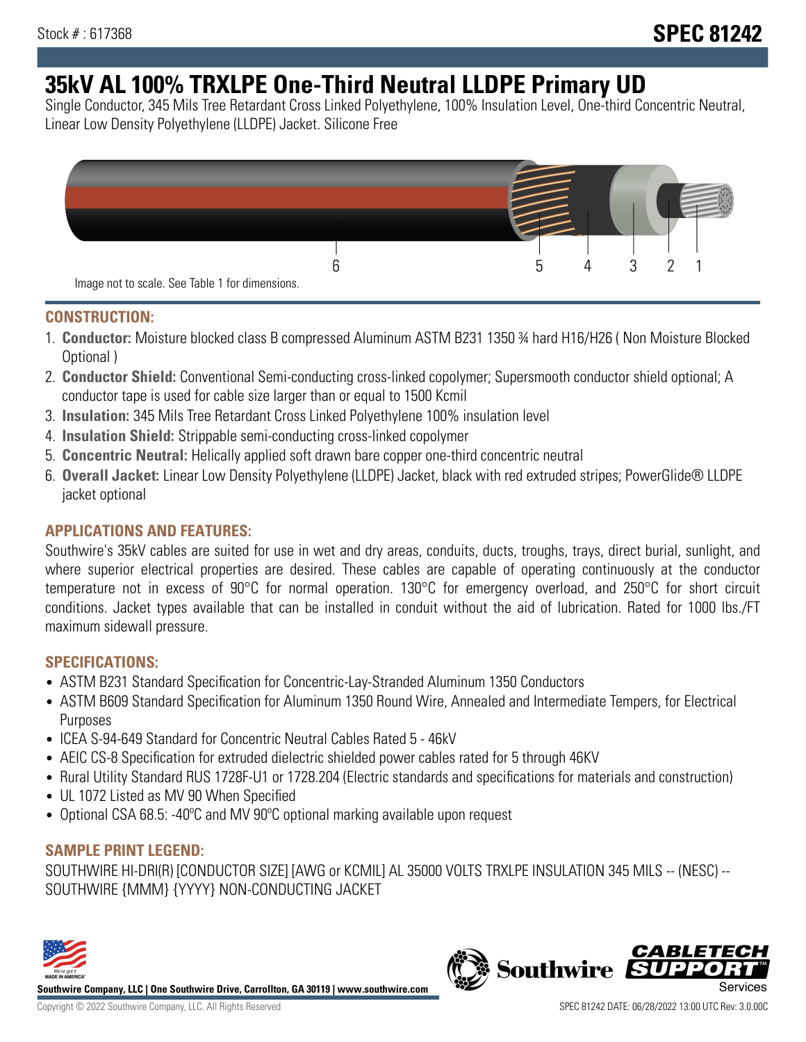Stock # : 617368

# SPEC 81242

# 35kV AL 100% TRXLPE One-Third Neutral LLDPE Primary UD

Single Conductor, 345 Mils Tree Retardant Cross Linked Polyethylene, 100% Insulation Level, One-third Concentric Neutral, Linear Low Density Polyethylene (LLDPE) Jacket. Silicone Free

6 5 4 3 2 1

Image not to scale. See Table 1 for dimensions.

## CONSTRUCTION:

1. **Conductor:** Moisture blocked class B compressed Aluminum ASTM B231 1350 ¾ hard H16/H26 ( Non Moisture Blocked Optional )
2. **Conductor Shield:** Conventional Semi-conducting cross-linked copolymer; Supersmooth conductor shield optional; A conductor tape is used for cable size larger than or equal to 1500 Kcmil
3. **Insulation:** 345 Mils Tree Retardant Cross Linked Polyethylene 100% insulation level
4. **Insulation Shield:** Strippable semi-conducting cross-linked copolymer
5. **Concentric Neutral:** Helically applied soft drawn bare copper one-third concentric neutral
6. **Overall Jacket:** Linear Low Density Polyethylene (LLDPE) Jacket, black with red extruded stripes; PowerGlide® LLDPE jacket optional

## APPLICATIONS AND FEATURES:

Southwire's 35kV cables are suited for use in wet and dry areas, conduits, ducts, troughs, trays, direct burial, sunlight, and where superior electrical properties are desired. These cables are capable of operating continuously at the conductor temperature not in excess of 90°C for normal operation. 130°C for emergency overload, and 250°C for short circuit conditions. Jacket types available that can be installed in conduit without the aid of lubrication. Rated for 1000 lbs./FT maximum sidewall pressure.

## SPECIFICATIONS:

- ASTM B231 Standard Specification for Concentric-Lay-Stranded Aluminum 1350 Conductors
- ASTM B609 Standard Specification for Aluminum 1350 Round Wire, Annealed and Intermediate Tempers, for Electrical Purposes
- ICEA S-94-649 Standard for Concentric Neutral Cables Rated 5 - 46kV
- AEIC CS-8 Specification for extruded dielectric shielded power cables rated for 5 through 46KV
- Rural Utility Standard RUS 1728F-U1 or 1728.204 (Electric standards and specifications for materials and construction)
- UL 1072 Listed as MV 90 When Specified
- Optional CSA 68.5: -40ºC and MV 90ºC optional marking available upon request

## SAMPLE PRINT LEGEND:

SOUTHWIRE HI-DRI(R) [CONDUCTOR SIZE] [AWG or KCMIL] AL 35000 VOLTS TRXLPE INSULATION 345 MILS -- (NESC) -- SOUTHWIRE {MMM} {YYYY} NON-CONDUCTING JACKET

**Southwire Company, LLC | One Southwire Drive, Carrollton, GA 30119 | www.southwire.com**

Copyright © 2022 Southwire Company, LLC. All Rights Reserved

SPEC 81242 DATE: 06/28/2022 13:00 UTC Rev: 3.0.00C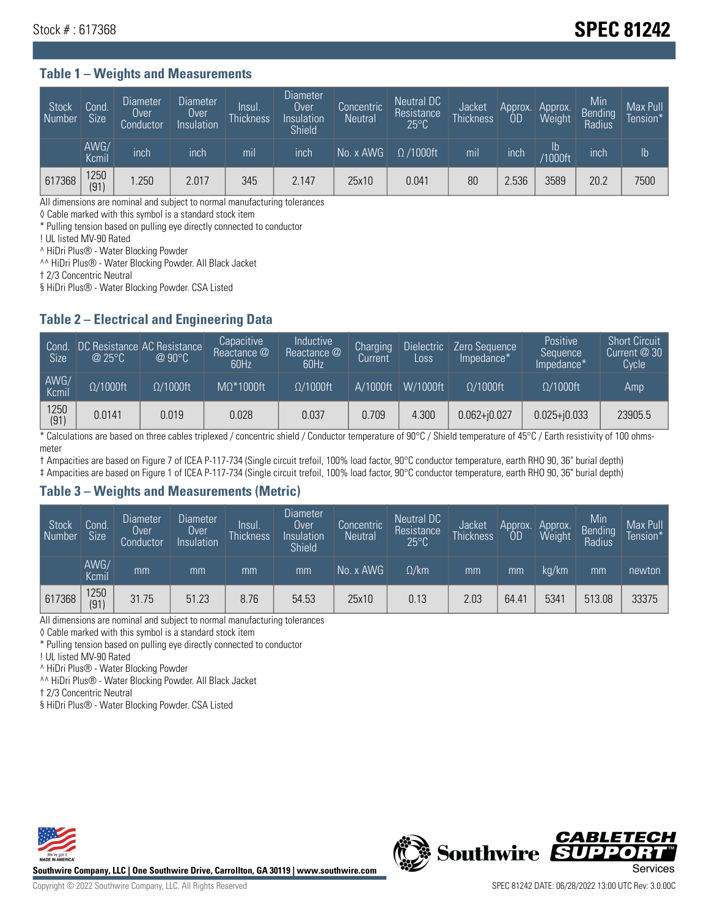Stock # : 617368

# SPEC 81242

## Table 1 – Weights and Measurements

| Stock Number | Cond. Size | Diameter Over Conductor | Diameter Over Insulation | Insul. Thickness | Diameter Over Insulation Shield | Concentric Neutral | Neutral DC Resistance 25°C | Jacket Thickness | Approx. OD | Approx. Weight | Min Bending Radius | Max Pull Tension* |
|---|---|---|---|---|---|---|---|---|---|---|---|---|
| | AWG/ Kcmil | inch | inch | mil | inch | No. x AWG | Ω /1000ft | mil | inch | lb /1000ft | inch | lb |
| 617368 | 1250 (91) | 1.250 | 2.017 | 345 | 2.147 | 25x10 | 0.041 | 80 | 2.536 | 3589 | 20.2 | 7500 |

All dimensions are nominal and subject to normal manufacturing tolerances
◊ Cable marked with this symbol is a standard stock item
* Pulling tension based on pulling eye directly connected to conductor
! UL listed MV-90 Rated
^ HiDri Plus® - Water Blocking Powder
^^ HiDri Plus® - Water Blocking Powder. All Black Jacket
† 2/3 Concentric Neutral
§ HiDri Plus® - Water Blocking Powder. CSA Listed

## Table 2 – Electrical and Engineering Data

| Cond. Size | DC Resistance @ 25°C | AC Resistance @ 90°C | Capacitive Reactance @ 60Hz | Inductive Reactance @ 60Hz | Charging Current | Dielectric Loss | Zero Sequence Impedance* | Positive Sequence Impedance* | Short Circuit Current @ 30 Cycle |
|---|---|---|---|---|---|---|---|---|---|
| AWG/ Kcmil | Ω/1000ft | Ω/1000ft | MΩ*1000ft | Ω/1000ft | A/1000ft | W/1000ft | Ω/1000ft | Ω/1000ft | Amp |
| 1250 (91) | 0.0141 | 0.019 | 0.028 | 0.037 | 0.709 | 4.300 | 0.062+j0.027 | 0.025+j0.033 | 23905.5 |

* Calculations are based on three cables triplexed / concentric shield / Conductor temperature of 90°C / Shield temperature of 45°C / Earth resistivity of 100 ohms-meter
† Ampacities are based on Figure 7 of ICEA P-117-734 (Single circuit trefoil, 100% load factor, 90°C conductor temperature, earth RHO 90, 36" burial depth)
‡ Ampacities are based on Figure 1 of ICEA P-117-734 (Single circuit trefoil, 100% load factor, 90°C conductor temperature, earth RHO 90, 36" burial depth)

## Table 3 – Weights and Measurements (Metric)

| Stock Number | Cond. Size | Diameter Over Conductor | Diameter Over Insulation | Insul. Thickness | Diameter Over Insulation Shield | Concentric Neutral | Neutral DC Resistance 25°C | Jacket Thickness | Approx. OD | Approx. Weight | Min Bending Radius | Max Pull Tension* |
|---|---|---|---|---|---|---|---|---|---|---|---|---|
| | AWG/ Kcmil | mm | mm | mm | mm | No. x AWG | Ω/km | mm | mm | kg/km | mm | newton |
| 617368 | 1250 (91) | 31.75 | 51.23 | 8.76 | 54.53 | 25x10 | 0.13 | 2.03 | 64.41 | 5341 | 513.08 | 33375 |

All dimensions are nominal and subject to normal manufacturing tolerances
◊ Cable marked with this symbol is a standard stock item
* Pulling tension based on pulling eye directly connected to conductor
! UL listed MV-90 Rated
^ HiDri Plus® - Water Blocking Powder
^^ HiDri Plus® - Water Blocking Powder. All Black Jacket
† 2/3 Concentric Neutral
§ HiDri Plus® - Water Blocking Powder. CSA Listed

Southwire Company, LLC | One Southwire Drive, Carrollton, GA 30119 | www.southwire.com

Copyright © 2022 Southwire Company, LLC. All Rights Reserved

SPEC 81242 DATE: 06/28/2022 13:00 UTC Rev: 3.0.00C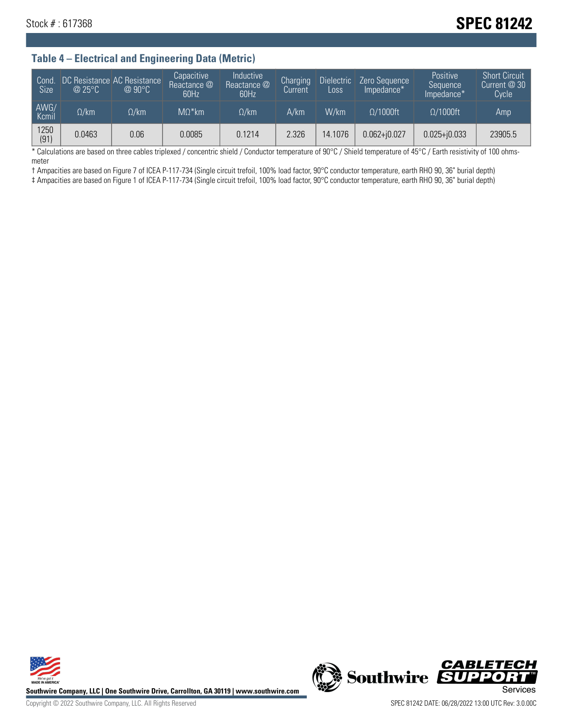Stock # : 617368

# SPEC 81242

## Table 4 – Electrical and Engineering Data (Metric)

| Cond. Size | DC Resistance @ 25°C | AC Resistance @ 90°C | Capacitive Reactance @ 60Hz | Inductive Reactance @ 60Hz | Charging Current | Dielectric Loss | Zero Sequence Impedance* | Positive Sequence Impedance* | Short Circuit Current @ 30 Cycle |
|---|---|---|---|---|---|---|---|---|---|
| AWG/ Kcmil | Ω/km | Ω/km | MΩ*km | Ω/km | A/km | W/km | Ω/1000ft | Ω/1000ft | Amp |
| 1250 (91) | 0.0463 | 0.06 | 0.0085 | 0.1214 | 2.326 | 14.1076 | 0.062+j0.027 | 0.025+j0.033 | 23905.5 |

* Calculations are based on three cables triplexed / concentric shield / Conductor temperature of 90°C / Shield temperature of 45°C / Earth resistivity of 100 ohms-meter

† Ampacities are based on Figure 7 of ICEA P-117-734 (Single circuit trefoil, 100% load factor, 90°C conductor temperature, earth RHO 90, 36" burial depth)

‡ Ampacities are based on Figure 1 of ICEA P-117-734 (Single circuit trefoil, 100% load factor, 90°C conductor temperature, earth RHO 90, 36" burial depth)

Southwire Company, LLC | One Southwire Drive, Carrollton, GA 30119 | www.southwire.com

Copyright © 2022 Southwire Company, LLC. All Rights Reserved

SPEC 81242 DATE: 06/28/2022 13:00 UTC Rev: 3.0.00C